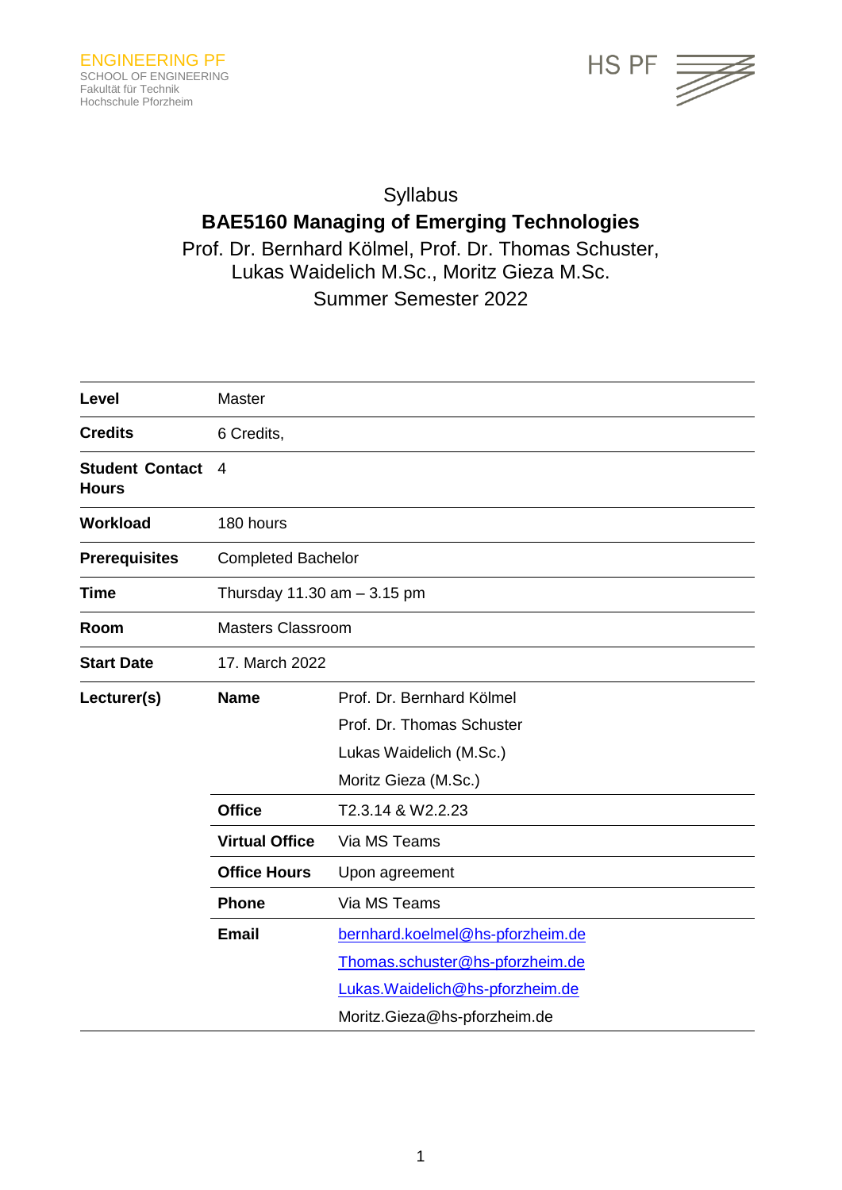ENGINEERING PF
SCHOOL OF ENGINEERING
Fakultät für Technik
Hochschule Pforzheim

HS PF

Syllabus

# BAE5160 Managing of Emerging Technologies

Prof. Dr. Bernhard Kölmel, Prof. Dr. Thomas Schuster,
Lukas Waidelich M.Sc., Moritz Gieza M.Sc.
Summer Semester 2022

| | | |
|---|---|---|
| **Level** | Master | |
| **Credits** | 6 Credits, | |
| **Student Contact Hours** | 4 | |
| **Workload** | 180 hours | |
| **Prerequisites** | Completed Bachelor | |
| **Time** | Thursday 11.30 am – 3.15 pm | |
| **Room** | Masters Classroom | |
| **Start Date** | 17. March 2022 | |
| **Lecturer(s)** | **Name** | Prof. Dr. Bernhard Kölmel<br>Prof. Dr. Thomas Schuster<br>Lukas Waidelich (M.Sc.)<br>Moritz Gieza (M.Sc.) |
| | **Office** | T2.3.14 & W2.2.23 |
| | **Virtual Office** | Via MS Teams |
| | **Office Hours** | Upon agreement |
| | **Phone** | Via MS Teams |
| | **Email** | bernhard.koelmel@hs-pforzheim.de<br>Thomas.schuster@hs-pforzheim.de<br>Lukas.Waidelich@hs-pforzheim.de<br>Moritz.Gieza@hs-pforzheim.de |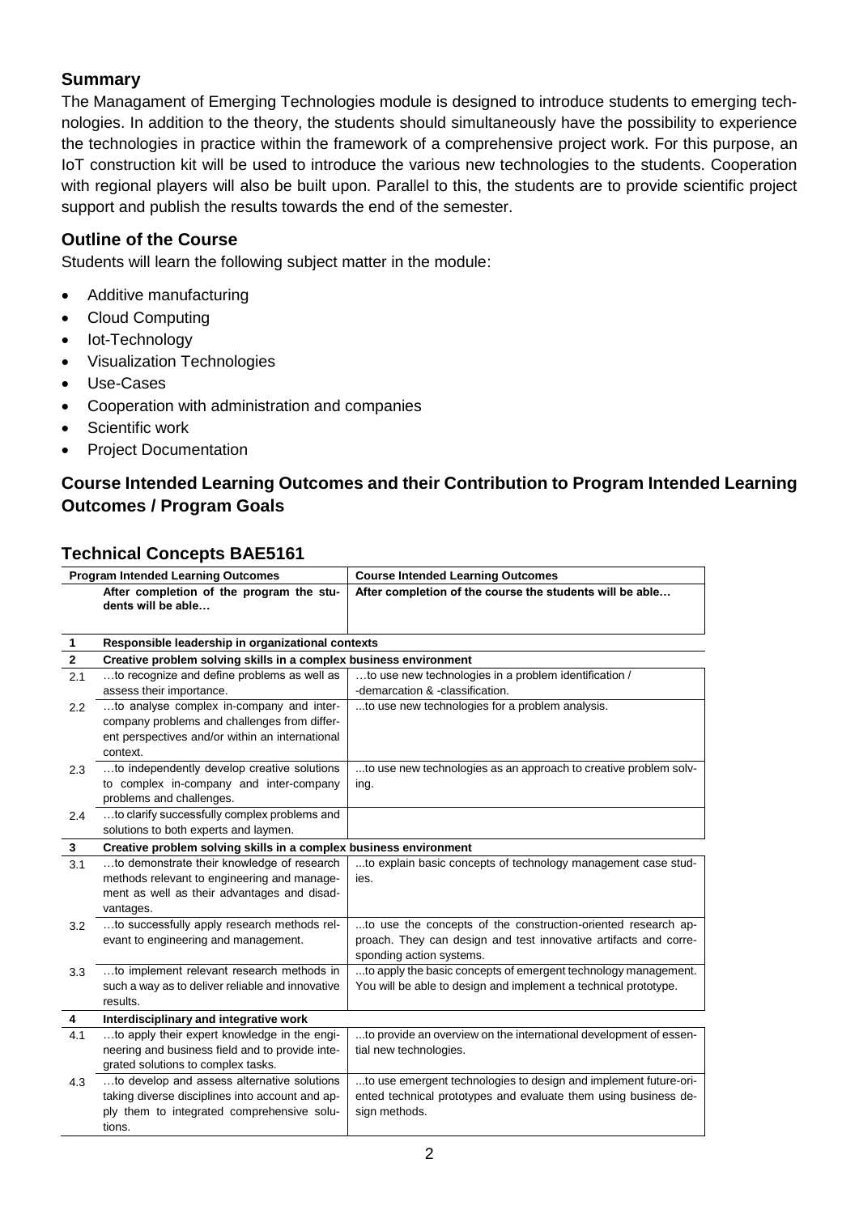## Summary

The Managament of Emerging Technologies module is designed to introduce students to emerging technologies. In addition to the theory, the students should simultaneously have the possibility to experience the technologies in practice within the framework of a comprehensive project work. For this purpose, an IoT construction kit will be used to introduce the various new technologies to the students. Cooperation with regional players will also be built upon. Parallel to this, the students are to provide scientific project support and publish the results towards the end of the semester.

## Outline of the Course

Students will learn the following subject matter in the module:

- Additive manufacturing
- Cloud Computing
- Iot-Technology
- Visualization Technologies
- Use-Cases
- Cooperation with administration and companies
- Scientific work
- Project Documentation

## Course Intended Learning Outcomes and their Contribution to Program Intended Learning Outcomes / Program Goals

## Technical Concepts BAE5161

| | Program Intended Learning Outcomes | Course Intended Learning Outcomes |
|---|---|---|
| | **After completion of the program the students will be able…** | **After completion of the course the students will be able…** |
| **1** | **Responsible leadership in organizational contexts** | |
| **2** | **Creative problem solving skills in a complex business environment** | |
| 2.1 | …to recognize and define problems as well as assess their importance. | …to use new technologies in a problem identification / -demarcation & -classification. |
| 2.2 | …to analyse complex in-company and inter-company problems and challenges from different perspectives and/or within an international context. | ...to use new technologies for a problem analysis. |
| 2.3 | …to independently develop creative solutions to complex in-company and inter-company problems and challenges. | ...to use new technologies as an approach to creative problem solving. |
| 2.4 | …to clarify successfully complex problems and solutions to both experts and laymen. | |
| **3** | **Creative problem solving skills in a complex business environment** | |
| 3.1 | …to demonstrate their knowledge of research methods relevant to engineering and management as well as their advantages and disadvantages. | ...to explain basic concepts of technology management case studies. |
| 3.2 | …to successfully apply research methods relevant to engineering and management. | ...to use the concepts of the construction-oriented research approach. They can design and test innovative artifacts and corresponding action systems. |
| 3.3 | …to implement relevant research methods in such a way as to deliver reliable and innovative results. | ...to apply the basic concepts of emergent technology management. You will be able to design and implement a technical prototype. |
| **4** | **Interdisciplinary and integrative work** | |
| 4.1 | …to apply their expert knowledge in the engineering and business field and to provide integrated solutions to complex tasks. | ...to provide an overview on the international development of essential new technologies. |
| 4.3 | …to develop and assess alternative solutions taking diverse disciplines into account and apply them to integrated comprehensive solutions. | ...to use emergent technologies to design and implement future-oriented technical prototypes and evaluate them using business design methods. |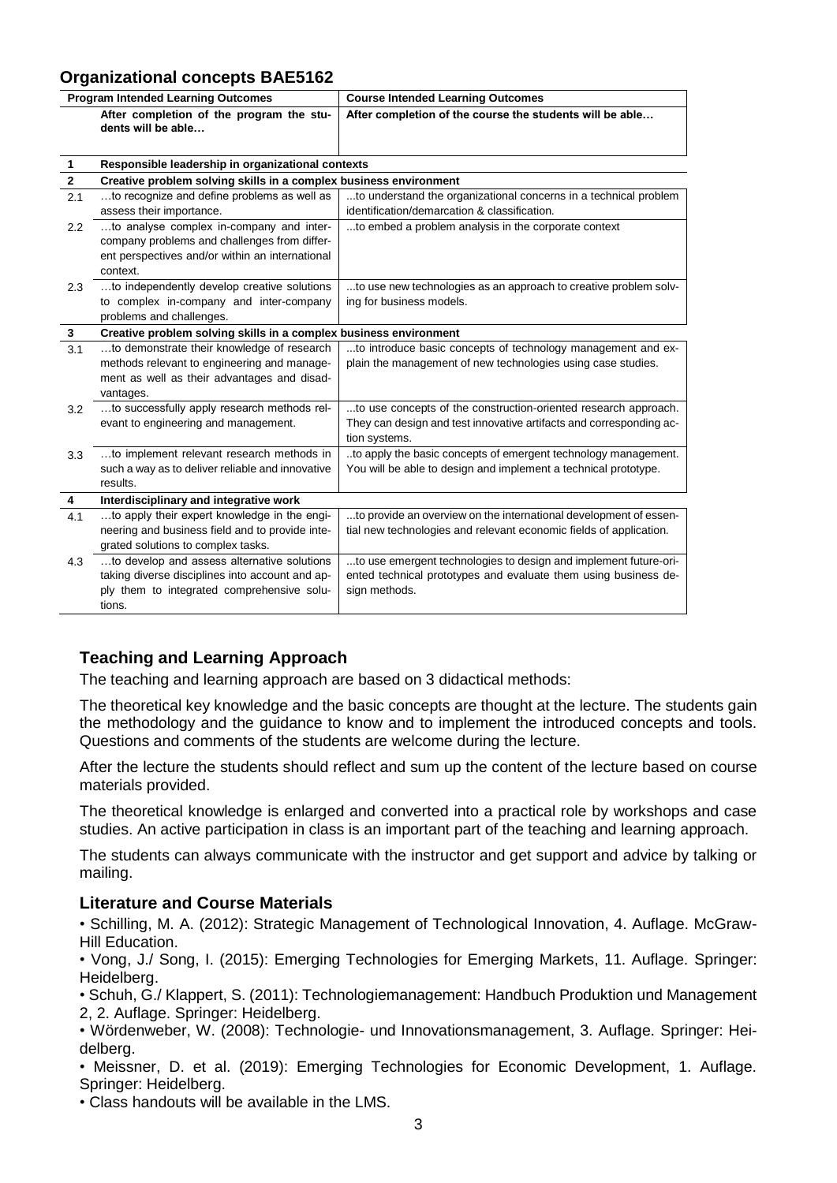## Organizational concepts BAE5162

| | Program Intended Learning Outcomes | Course Intended Learning Outcomes |
|---|---|---|
| | **After completion of the program the students will be able…** | **After completion of the course the students will be able…** |
| **1** | **Responsible leadership in organizational contexts** | |
| **2** | **Creative problem solving skills in a complex business environment** | |
| 2.1 | …to recognize and define problems as well as assess their importance. | ...to understand the organizational concerns in a technical problem identification/demarcation & classification. |
| 2.2 | …to analyse complex in-company and inter-company problems and challenges from different perspectives and/or within an international context. | ...to embed a problem analysis in the corporate context |
| 2.3 | …to independently develop creative solutions to complex in-company and inter-company problems and challenges. | ...to use new technologies as an approach to creative problem solving for business models. |
| **3** | **Creative problem solving skills in a complex business environment** | |
| 3.1 | …to demonstrate their knowledge of research methods relevant to engineering and management as well as their advantages and disadvantages. | ...to introduce basic concepts of technology management and explain the management of new technologies using case studies. |
| 3.2 | …to successfully apply research methods relevant to engineering and management. | ...to use concepts of the construction-oriented research approach. They can design and test innovative artifacts and corresponding action systems. |
| 3.3 | …to implement relevant research methods in such a way as to deliver reliable and innovative results. | ..to apply the basic concepts of emergent technology management. You will be able to design and implement a technical prototype. |
| **4** | **Interdisciplinary and integrative work** | |
| 4.1 | …to apply their expert knowledge in the engineering and business field and to provide integrated solutions to complex tasks. | ...to provide an overview on the international development of essential new technologies and relevant economic fields of application. |
| 4.3 | …to develop and assess alternative solutions taking diverse disciplines into account and apply them to integrated comprehensive solutions. | ...to use emergent technologies to design and implement future-oriented technical prototypes and evaluate them using business design methods. |

### Teaching and Learning Approach

The teaching and learning approach are based on 3 didactical methods:

The theoretical key knowledge and the basic concepts are thought at the lecture. The students gain the methodology and the guidance to know and to implement the introduced concepts and tools. Questions and comments of the students are welcome during the lecture.

After the lecture the students should reflect and sum up the content of the lecture based on course materials provided.

The theoretical knowledge is enlarged and converted into a practical role by workshops and case studies. An active participation in class is an important part of the teaching and learning approach.

The students can always communicate with the instructor and get support and advice by talking or mailing.

### Literature and Course Materials

- Schilling, M. A. (2012): Strategic Management of Technological Innovation, 4. Auflage. McGraw-Hill Education.
- Vong, J./ Song, I. (2015): Emerging Technologies for Emerging Markets, 11. Auflage. Springer: Heidelberg.
- Schuh, G./ Klappert, S. (2011): Technologiemanagement: Handbuch Produktion und Management 2, 2. Auflage. Springer: Heidelberg.
- Wördenweber, W. (2008): Technologie- und Innovationsmanagement, 3. Auflage. Springer: Heidelberg.
- Meissner, D. et al. (2019): Emerging Technologies for Economic Development, 1. Auflage. Springer: Heidelberg.
- Class handouts will be available in the LMS.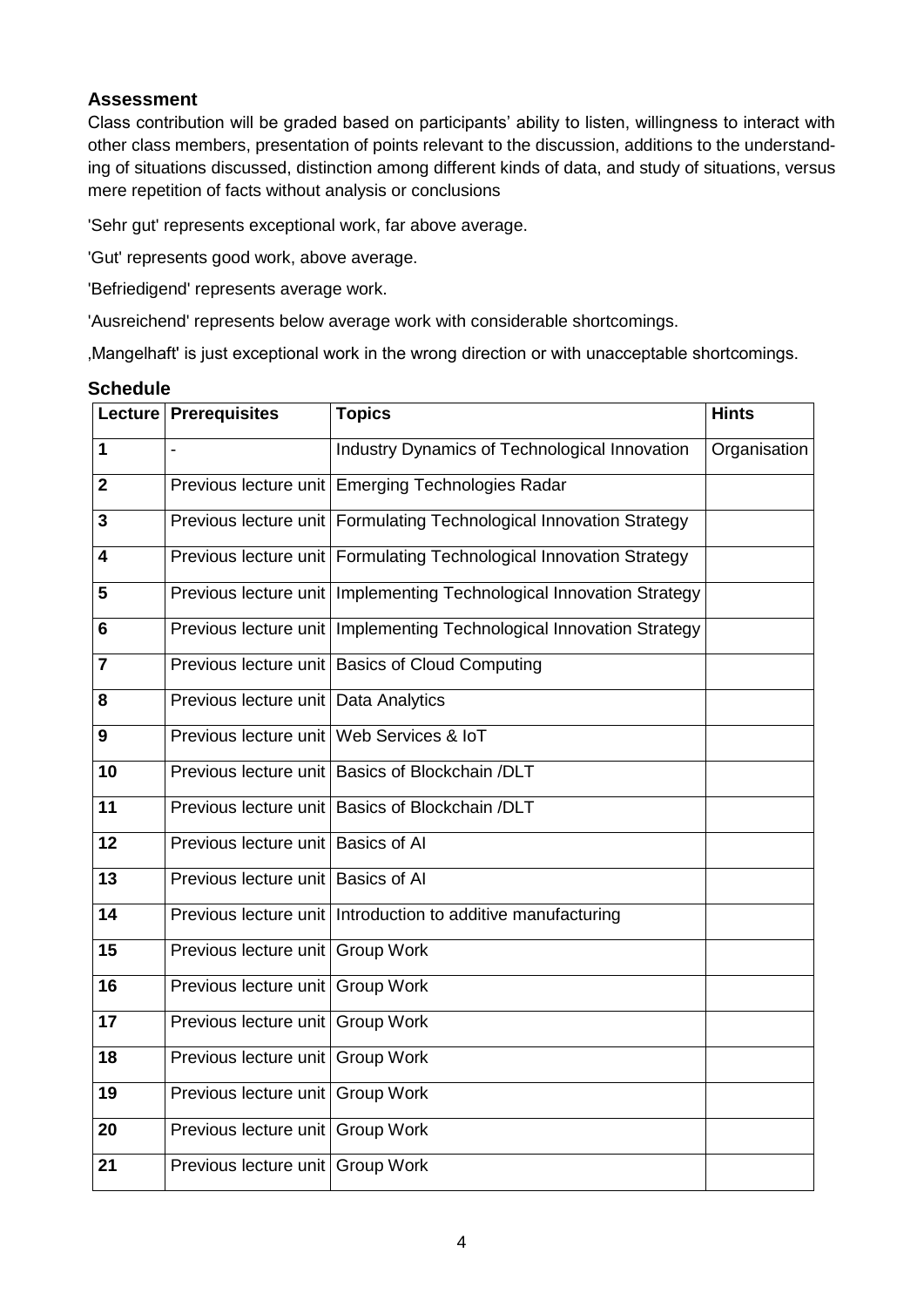## Assessment

Class contribution will be graded based on participants' ability to listen, willingness to interact with other class members, presentation of points relevant to the discussion, additions to the understanding of situations discussed, distinction among different kinds of data, and study of situations, versus mere repetition of facts without analysis or conclusions

'Sehr gut' represents exceptional work, far above average.

'Gut' represents good work, above average.

'Befriedigend' represents average work.

'Ausreichend' represents below average work with considerable shortcomings.

‚Mangelhaft' is just exceptional work in the wrong direction or with unacceptable shortcomings.

## Schedule

| Lecture | Prerequisites | Topics | Hints |
|---|---|---|---|
| 1 | - | Industry Dynamics of Technological Innovation | Organisation |
| 2 | Previous lecture unit | Emerging Technologies Radar | |
| 3 | Previous lecture unit | Formulating Technological Innovation Strategy | |
| 4 | Previous lecture unit | Formulating Technological Innovation Strategy | |
| 5 | Previous lecture unit | Implementing Technological Innovation Strategy | |
| 6 | Previous lecture unit | Implementing Technological Innovation Strategy | |
| 7 | Previous lecture unit | Basics of Cloud Computing | |
| 8 | Previous lecture unit | Data Analytics | |
| 9 | Previous lecture unit | Web Services & IoT | |
| 10 | Previous lecture unit | Basics of Blockchain /DLT | |
| 11 | Previous lecture unit | Basics of Blockchain /DLT | |
| 12 | Previous lecture unit | Basics of AI | |
| 13 | Previous lecture unit | Basics of AI | |
| 14 | Previous lecture unit | Introduction to additive manufacturing | |
| 15 | Previous lecture unit | Group Work | |
| 16 | Previous lecture unit | Group Work | |
| 17 | Previous lecture unit | Group Work | |
| 18 | Previous lecture unit | Group Work | |
| 19 | Previous lecture unit | Group Work | |
| 20 | Previous lecture unit | Group Work | |
| 21 | Previous lecture unit | Group Work | |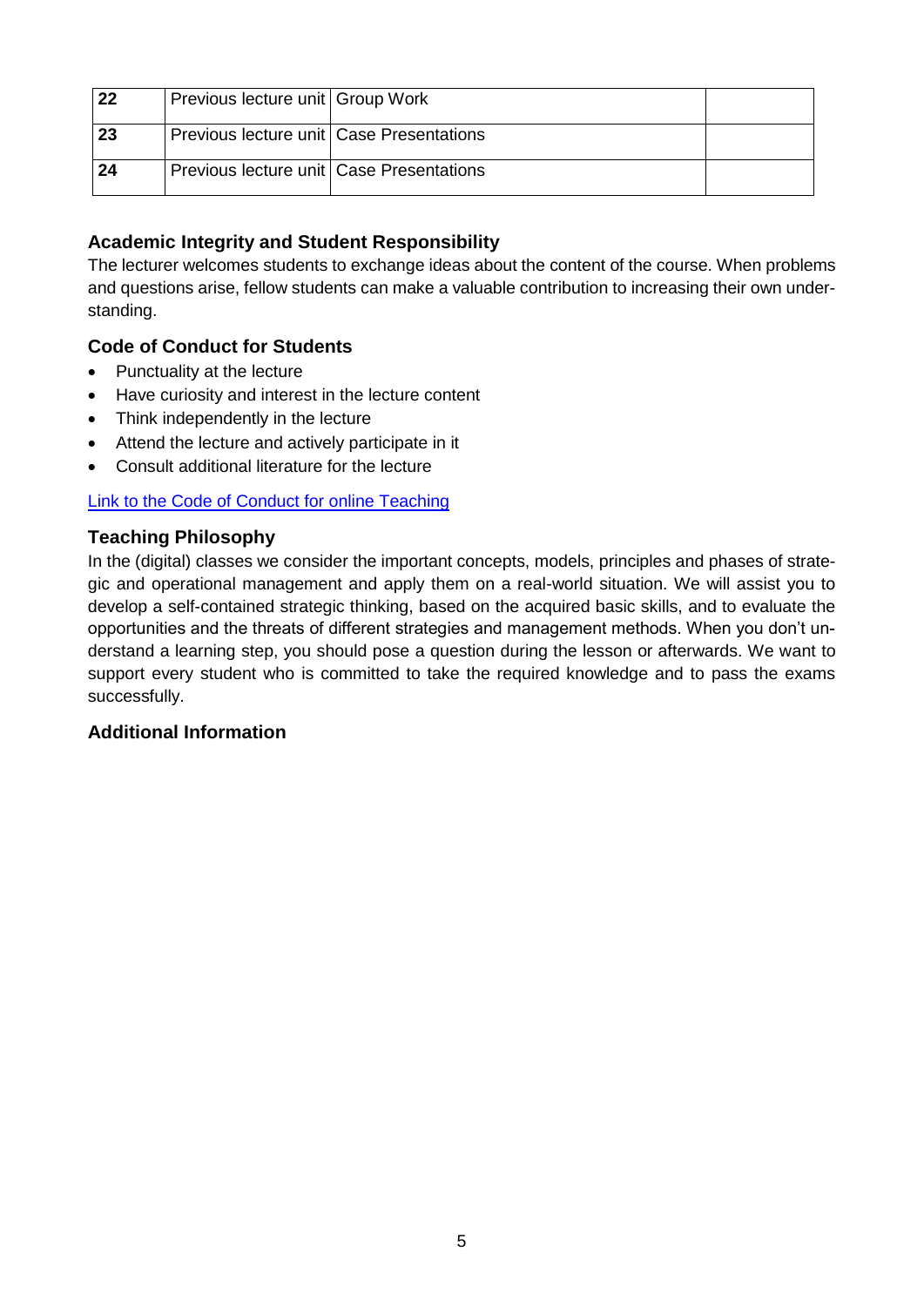| | | | |
|---|---|---|---|
| **22** | Previous lecture unit | Group Work | |
| **23** | Previous lecture unit | Case Presentations | |
| **24** | Previous lecture unit | Case Presentations | |

### Academic Integrity and Student Responsibility

The lecturer welcomes students to exchange ideas about the content of the course. When problems and questions arise, fellow students can make a valuable contribution to increasing their own understanding.

### Code of Conduct for Students

- Punctuality at the lecture
- Have curiosity and interest in the lecture content
- Think independently in the lecture
- Attend the lecture and actively participate in it
- Consult additional literature for the lecture

Link to the Code of Conduct for online Teaching

### Teaching Philosophy

In the (digital) classes we consider the important concepts, models, principles and phases of strategic and operational management and apply them on a real-world situation. We will assist you to develop a self-contained strategic thinking, based on the acquired basic skills, and to evaluate the opportunities and the threats of different strategies and management methods. When you don't understand a learning step, you should pose a question during the lesson or afterwards. We want to support every student who is committed to take the required knowledge and to pass the exams successfully.

### Additional Information